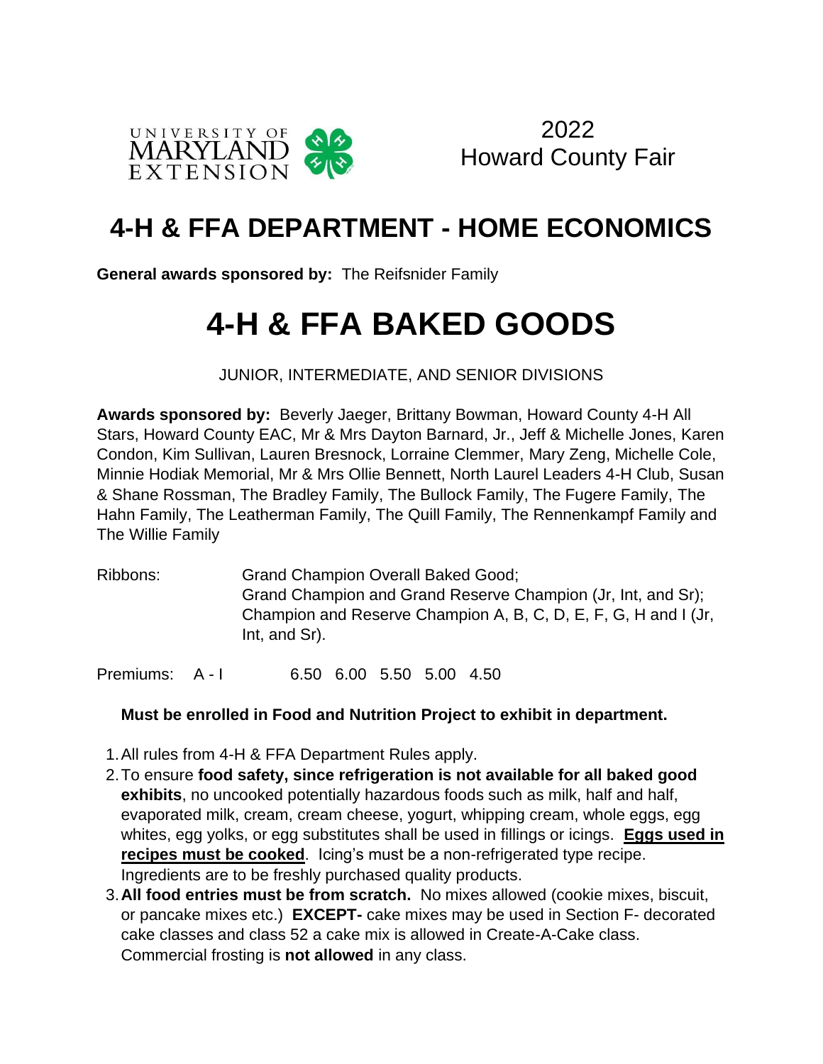UNIVERSITY OF MARYLAND EXTENSION

2022
Howard County Fair

# 4-H & FFA DEPARTMENT - HOME ECONOMICS

**General awards sponsored by:** The Reifsnider Family

# 4-H & FFA BAKED GOODS

JUNIOR, INTERMEDIATE, AND SENIOR DIVISIONS

**Awards sponsored by:** Beverly Jaeger, Brittany Bowman, Howard County 4-H All Stars, Howard County EAC, Mr & Mrs Dayton Barnard, Jr., Jeff & Michelle Jones, Karen Condon, Kim Sullivan, Lauren Bresnock, Lorraine Clemmer, Mary Zeng, Michelle Cole, Minnie Hodiak Memorial, Mr & Mrs Ollie Bennett, North Laurel Leaders 4-H Club, Susan & Shane Rossman, The Bradley Family, The Bullock Family, The Fugere Family, The Hahn Family, The Leatherman Family, The Quill Family, The Rennenkampf Family and The Willie Family

Ribbons: Grand Champion Overall Baked Good;
Grand Champion and Grand Reserve Champion (Jr, Int, and Sr);
Champion and Reserve Champion A, B, C, D, E, F, G, H and I (Jr, Int, and Sr).

Premiums: A - I 6.50 6.00 5.50 5.00 4.50

**Must be enrolled in Food and Nutrition Project to exhibit in department.**

1. All rules from 4-H & FFA Department Rules apply.
2. To ensure **food safety, since refrigeration is not available for all baked good exhibits**, no uncooked potentially hazardous foods such as milk, half and half, evaporated milk, cream, cream cheese, yogurt, whipping cream, whole eggs, egg whites, egg yolks, or egg substitutes shall be used in fillings or icings. **Eggs used in recipes must be cooked**. Icing's must be a non-refrigerated type recipe. Ingredients are to be freshly purchased quality products.
3. **All food entries must be from scratch.** No mixes allowed (cookie mixes, biscuit, or pancake mixes etc.) **EXCEPT-** cake mixes may be used in Section F- decorated cake classes and class 52 a cake mix is allowed in Create-A-Cake class. Commercial frosting is **not allowed** in any class.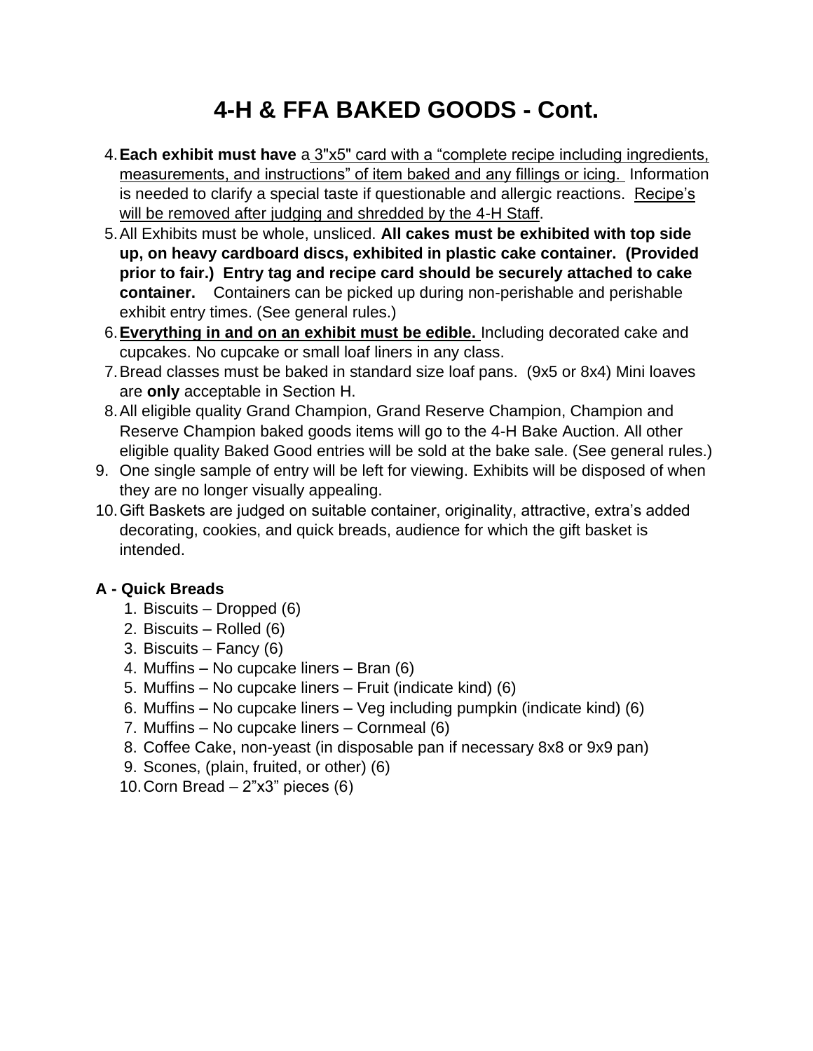# 4-H & FFA BAKED GOODS - Cont.

4. **Each exhibit must have** a 3"x5" card with a "complete recipe including ingredients, measurements, and instructions" of item baked and any fillings or icing. Information is needed to clarify a special taste if questionable and allergic reactions. Recipe's will be removed after judging and shredded by the 4-H Staff.
5. All Exhibits must be whole, unsliced. **All cakes must be exhibited with top side up, on heavy cardboard discs, exhibited in plastic cake container. (Provided prior to fair.) Entry tag and recipe card should be securely attached to cake container.** Containers can be picked up during non-perishable and perishable exhibit entry times. (See general rules.)
6. **Everything in and on an exhibit must be edible.** Including decorated cake and cupcakes. No cupcake or small loaf liners in any class.
7. Bread classes must be baked in standard size loaf pans. (9x5 or 8x4) Mini loaves are **only** acceptable in Section H.
8. All eligible quality Grand Champion, Grand Reserve Champion, Champion and Reserve Champion baked goods items will go to the 4-H Bake Auction. All other eligible quality Baked Good entries will be sold at the bake sale. (See general rules.)
9. One single sample of entry will be left for viewing. Exhibits will be disposed of when they are no longer visually appealing.
10. Gift Baskets are judged on suitable container, originality, attractive, extra's added decorating, cookies, and quick breads, audience for which the gift basket is intended.

**A - Quick Breads**

1. Biscuits – Dropped (6)
2. Biscuits – Rolled (6)
3. Biscuits – Fancy (6)
4. Muffins – No cupcake liners – Bran (6)
5. Muffins – No cupcake liners – Fruit (indicate kind) (6)
6. Muffins – No cupcake liners – Veg including pumpkin (indicate kind) (6)
7. Muffins – No cupcake liners – Cornmeal (6)
8. Coffee Cake, non-yeast (in disposable pan if necessary 8x8 or 9x9 pan)
9. Scones, (plain, fruited, or other) (6)
10. Corn Bread – 2"x3" pieces (6)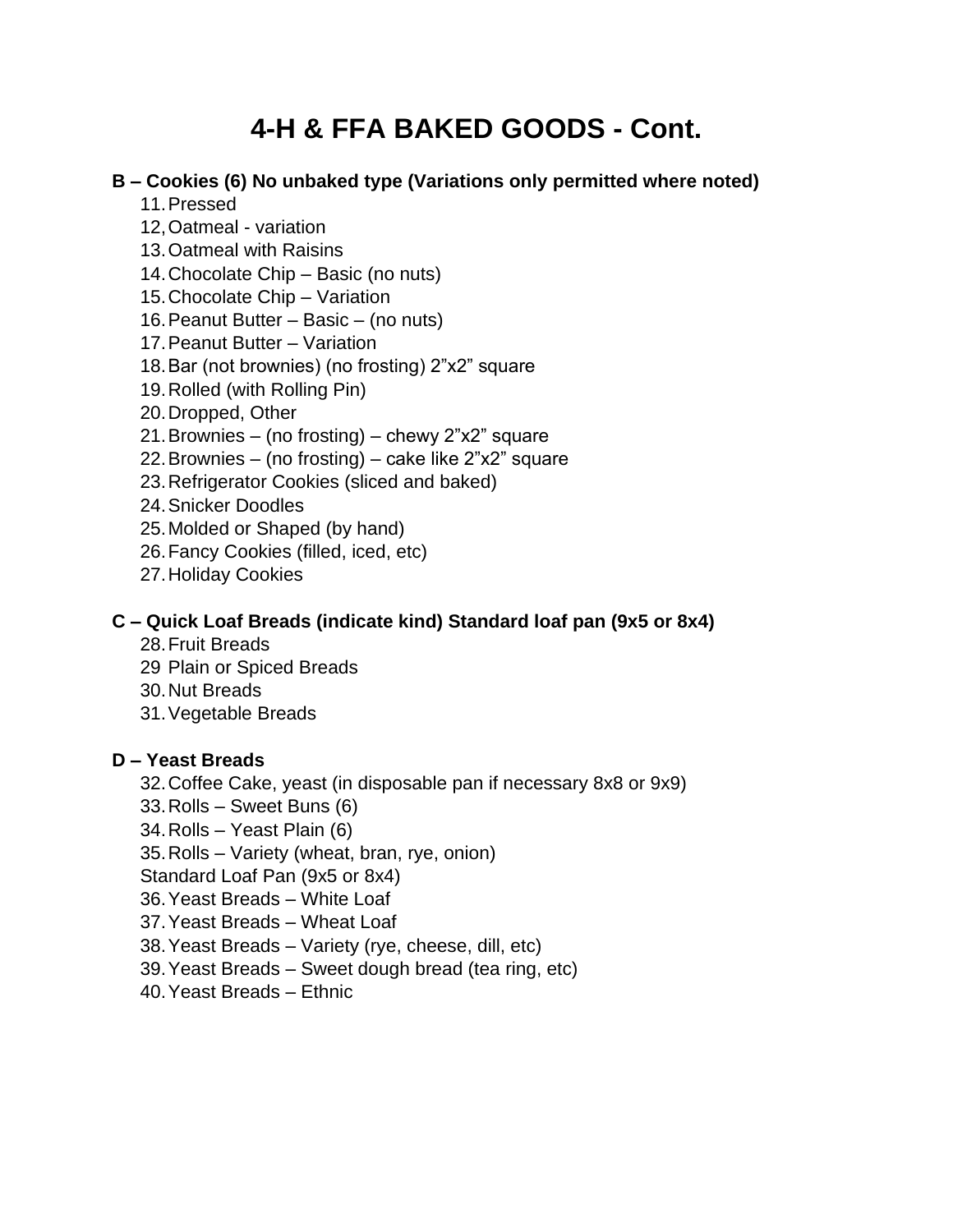# 4-H & FFA BAKED GOODS - Cont.

**B – Cookies (6) No unbaked type (Variations only permitted where noted)**

11. Pressed
12, Oatmeal - variation
13. Oatmeal with Raisins
14. Chocolate Chip – Basic (no nuts)
15. Chocolate Chip – Variation
16. Peanut Butter – Basic – (no nuts)
17. Peanut Butter – Variation
18. Bar (not brownies) (no frosting) 2"x2" square
19. Rolled (with Rolling Pin)
20. Dropped, Other
21. Brownies – (no frosting) – chewy 2"x2" square
22. Brownies – (no frosting) – cake like 2"x2" square
23. Refrigerator Cookies (sliced and baked)
24. Snicker Doodles
25. Molded or Shaped (by hand)
26. Fancy Cookies (filled, iced, etc)
27. Holiday Cookies

**C – Quick Loaf Breads (indicate kind) Standard loaf pan (9x5 or 8x4)**

28. Fruit Breads
29 Plain or Spiced Breads
30. Nut Breads
31. Vegetable Breads

**D – Yeast Breads**

32. Coffee Cake, yeast (in disposable pan if necessary 8x8 or 9x9)
33. Rolls – Sweet Buns (6)
34. Rolls – Yeast Plain (6)
35. Rolls – Variety (wheat, bran, rye, onion)

Standard Loaf Pan (9x5 or 8x4)

36. Yeast Breads – White Loaf
37. Yeast Breads – Wheat Loaf
38. Yeast Breads – Variety (rye, cheese, dill, etc)
39. Yeast Breads – Sweet dough bread (tea ring, etc)
40. Yeast Breads – Ethnic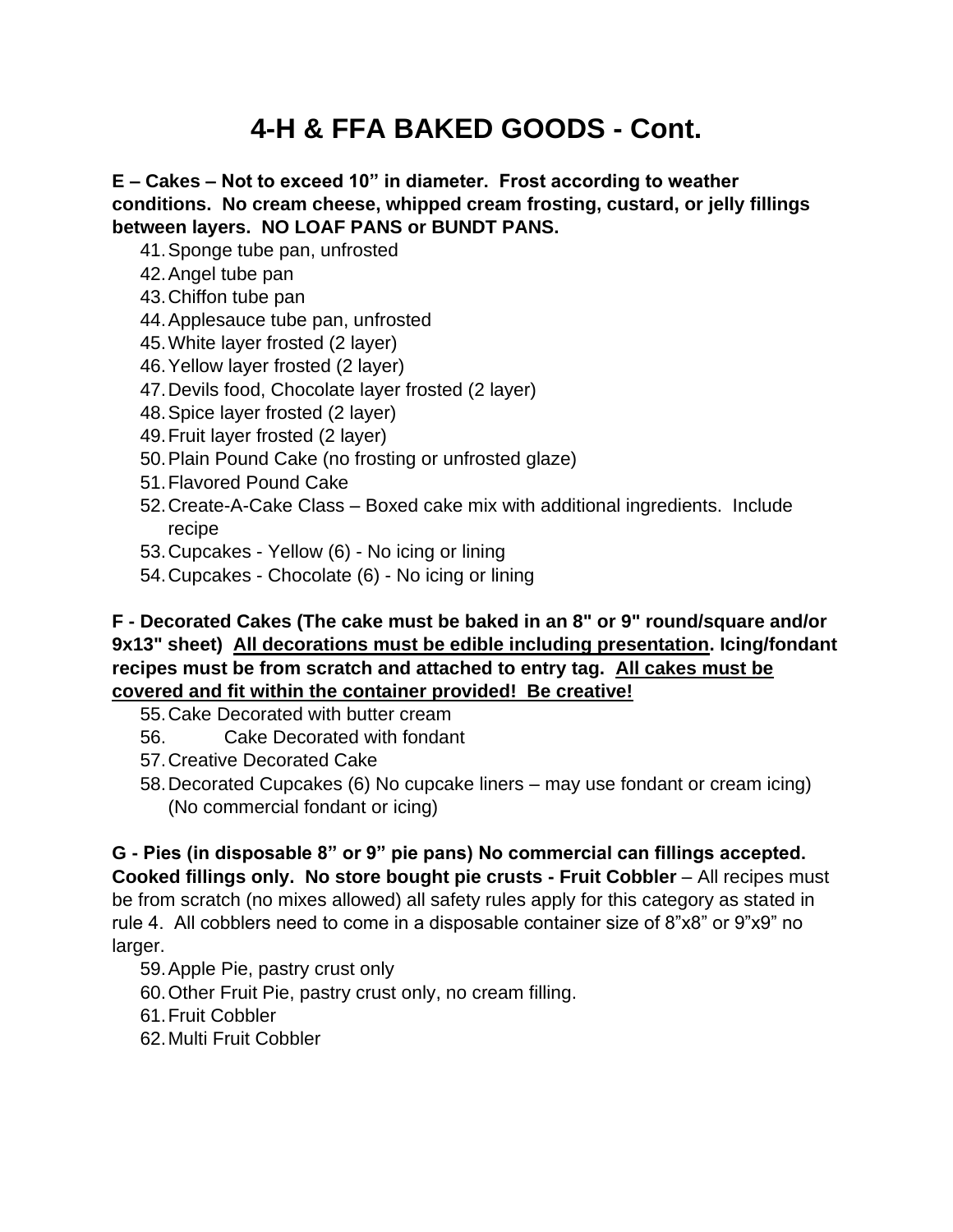# 4-H & FFA BAKED GOODS - Cont.

**E – Cakes – Not to exceed 10" in diameter. Frost according to weather conditions. No cream cheese, whipped cream frosting, custard, or jelly fillings between layers. NO LOAF PANS or BUNDT PANS.**

41. Sponge tube pan, unfrosted
42. Angel tube pan
43. Chiffon tube pan
44. Applesauce tube pan, unfrosted
45. White layer frosted (2 layer)
46. Yellow layer frosted (2 layer)
47. Devils food, Chocolate layer frosted (2 layer)
48. Spice layer frosted (2 layer)
49. Fruit layer frosted (2 layer)
50. Plain Pound Cake (no frosting or unfrosted glaze)
51. Flavored Pound Cake
52. Create-A-Cake Class – Boxed cake mix with additional ingredients. Include recipe
53. Cupcakes - Yellow (6) - No icing or lining
54. Cupcakes - Chocolate (6) - No icing or lining

**F - Decorated Cakes (The cake must be baked in an 8" or 9" round/square and/or 9x13" sheet) <u>All decorations must be edible including presentation</u>. Icing/fondant recipes must be from scratch and attached to entry tag. <u>All cakes must be covered and fit within the container provided! Be creative!</u>**

55. Cake Decorated with butter cream
56. Cake Decorated with fondant
57. Creative Decorated Cake
58. Decorated Cupcakes (6) No cupcake liners – may use fondant or cream icing) (No commercial fondant or icing)

**G - Pies (in disposable 8" or 9" pie pans) No commercial can fillings accepted. Cooked fillings only. No store bought pie crusts - Fruit Cobbler** – All recipes must be from scratch (no mixes allowed) all safety rules apply for this category as stated in rule 4. All cobblers need to come in a disposable container size of 8"x8" or 9"x9" no larger.

59. Apple Pie, pastry crust only
60. Other Fruit Pie, pastry crust only, no cream filling.
61. Fruit Cobbler
62. Multi Fruit Cobbler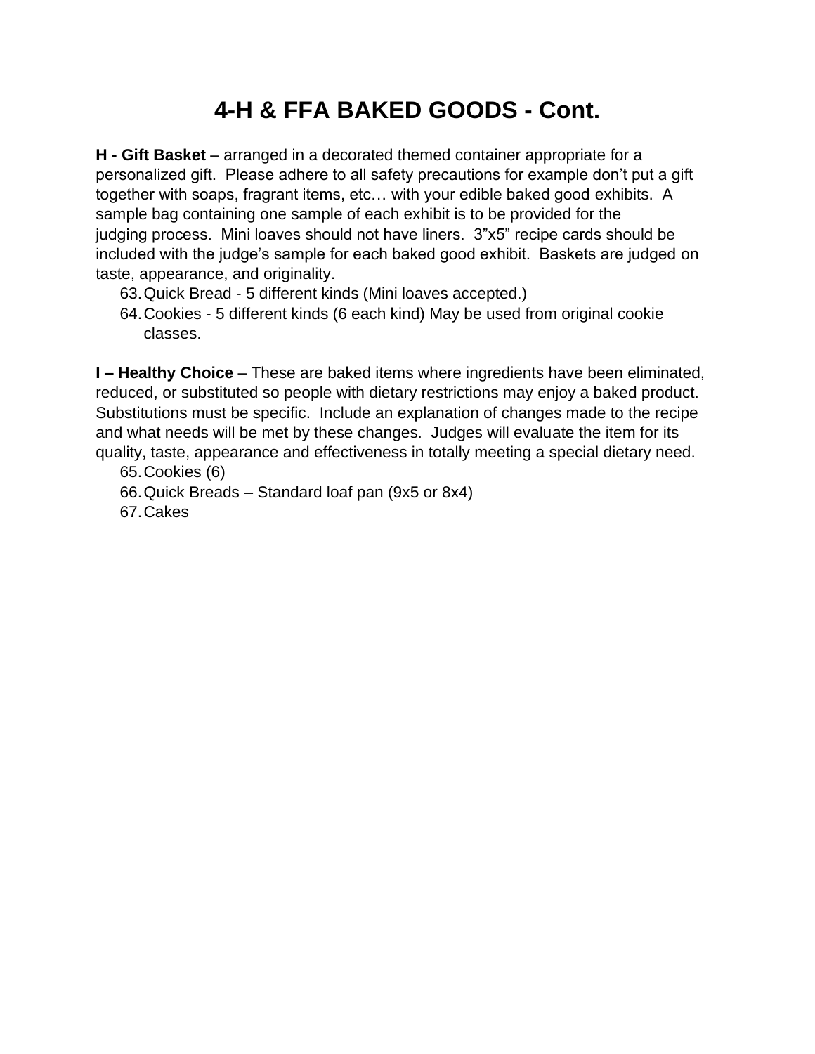# 4-H & FFA BAKED GOODS - Cont.

**H - Gift Basket** – arranged in a decorated themed container appropriate for a personalized gift. Please adhere to all safety precautions for example don't put a gift together with soaps, fragrant items, etc… with your edible baked good exhibits. A sample bag containing one sample of each exhibit is to be provided for the judging process. Mini loaves should not have liners. 3"x5" recipe cards should be included with the judge's sample for each baked good exhibit. Baskets are judged on taste, appearance, and originality.

63. Quick Bread - 5 different kinds (Mini loaves accepted.)
64. Cookies - 5 different kinds (6 each kind) May be used from original cookie classes.

**I – Healthy Choice** – These are baked items where ingredients have been eliminated, reduced, or substituted so people with dietary restrictions may enjoy a baked product. Substitutions must be specific. Include an explanation of changes made to the recipe and what needs will be met by these changes. Judges will evaluate the item for its quality, taste, appearance and effectiveness in totally meeting a special dietary need.

65. Cookies (6)
66. Quick Breads – Standard loaf pan (9x5 or 8x4)
67. Cakes